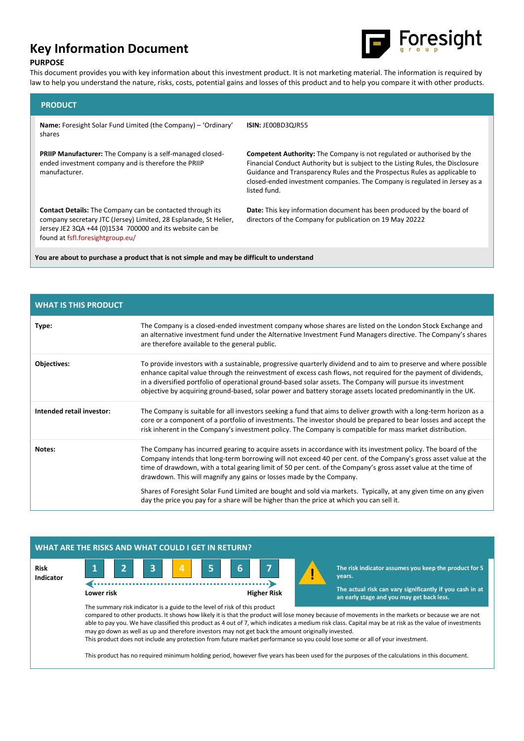# Key Information Document

## PURPOSE

This document provides you with key information about this investment product. It is not marketing material. The information is required by law to help you understand the nature, risks, costs, potential gains and losses of this product and to help you compare it with other products.

## PRODUCT

**Name:** Foresight Solar Fund Limited (the Company) – 'Ordinary' shares

**ISIN:** JE00BD3QJR55

**PRIIP Manufacturer:** The Company is a self-managed closed-ended investment company and is therefore the PRIIP manufacturer.

**Competent Authority:** The Company is not regulated or authorised by the Financial Conduct Authority but is subject to the Listing Rules, the Disclosure Guidance and Transparency Rules and the Prospectus Rules as applicable to closed-ended investment companies. The Company is regulated in Jersey as a listed fund.

**Contact Details:** The Company can be contacted through its company secretary JTC (Jersey) Limited, 28 Esplanade, St Helier, Jersey JE2 3QA +44 (0)1534 700000 and its website can be found at fsfl.foresightgroup.eu/

**Date:** This key information document has been produced by the board of directors of the Company for publication on 19 May 20222

**You are about to purchase a product that is not simple and may be difficult to understand**

## WHAT IS THIS PRODUCT

| | |
|---|---|
| **Type:** | The Company is a closed-ended investment company whose shares are listed on the London Stock Exchange and an alternative investment fund under the Alternative Investment Fund Managers directive. The Company's shares are therefore available to the general public. |
| **Objectives:** | To provide investors with a sustainable, progressive quarterly dividend and to aim to preserve and where possible enhance capital value through the reinvestment of excess cash flows, not required for the payment of dividends, in a diversified portfolio of operational ground-based solar assets. The Company will pursue its investment objective by acquiring ground-based, solar power and battery storage assets located predominantly in the UK. |
| **Intended retail investor:** | The Company is suitable for all investors seeking a fund that aims to deliver growth with a long-term horizon as a core or a component of a portfolio of investments. The investor should be prepared to bear losses and accept the risk inherent in the Company's investment policy. The Company is compatible for mass market distribution. |
| **Notes:** | The Company has incurred gearing to acquire assets in accordance with its investment policy. The board of the Company intends that long-term borrowing will not exceed 40 per cent. of the Company's gross asset value at the time of drawdown, with a total gearing limit of 50 per cent. of the Company's gross asset value at the time of drawdown. This will magnify any gains or losses made by the Company. Shares of Foresight Solar Fund Limited are bought and sold via markets. Typically, at any given time on any given day the price you pay for a share will be higher than the price at which you can sell it. |

## WHAT ARE THE RISKS AND WHAT COULD I GET IN RETURN?

**Risk Indicator**

| 1 | 2 | 3 | **4** | 5 | 6 | 7 |
|---|---|---|---|---|---|---|

Lower risk ← → Higher Risk

**The risk indicator assumes you keep the product for 5 years.**

**The actual risk can vary significantly if you cash in at an early stage and you may get back less.**

The summary risk indicator is a guide to the level of risk of this product compared to other products. It shows how likely it is that the product will lose money because of movements in the markets or because we are not able to pay you. We have classified this product as 4 out of 7, which indicates a medium risk class. Capital may be at risk as the value of investments may go down as well as up and therefore investors may not get back the amount originally invested.
This product does not include any protection from future market performance so you could lose some or all of your investment.

This product has no required minimum holding period, however five years has been used for the purposes of the calculations in this document.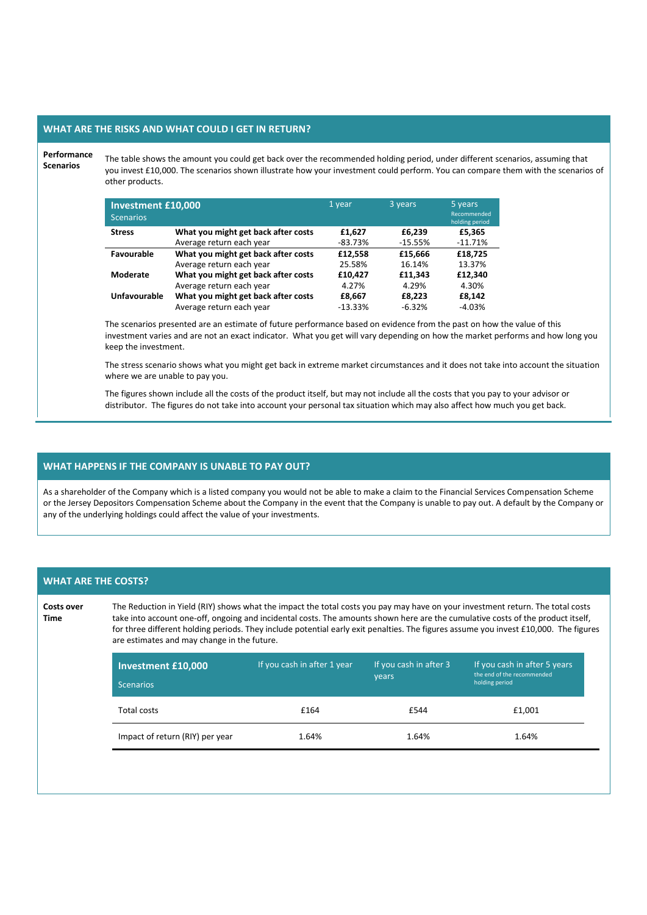## WHAT ARE THE RISKS AND WHAT COULD I GET IN RETURN?

**Performance Scenarios**

The table shows the amount you could get back over the recommended holding period, under different scenarios, assuming that you invest £10,000. The scenarios shown illustrate how your investment could perform. You can compare them with the scenarios of other products.

| Investment £10,000 Scenarios | | 1 year | 3 years | 5 years Recommended holding period |
|---|---|---|---|---|
| **Stress** | **What you might get back after costs** | **£1,627** | **£6,239** | **£5,365** |
| | Average return each year | -83.73% | -15.55% | -11.71% |
| **Favourable** | **What you might get back after costs** | **£12,558** | **£15,666** | **£18,725** |
| | Average return each year | 25.58% | 16.14% | 13.37% |
| **Moderate** | **What you might get back after costs** | **£10,427** | **£11,343** | **£12,340** |
| | Average return each year | 4.27% | 4.29% | 4.30% |
| **Unfavourable** | **What you might get back after costs** | **£8,667** | **£8,223** | **£8,142** |
| | Average return each year | -13.33% | -6.32% | -4.03% |

The scenarios presented are an estimate of future performance based on evidence from the past on how the value of this investment varies and are not an exact indicator. What you get will vary depending on how the market performs and how long you keep the investment.

The stress scenario shows what you might get back in extreme market circumstances and it does not take into account the situation where we are unable to pay you.

The figures shown include all the costs of the product itself, but may not include all the costs that you pay to your advisor or distributor. The figures do not take into account your personal tax situation which may also affect how much you get back.

## WHAT HAPPENS IF THE COMPANY IS UNABLE TO PAY OUT?

As a shareholder of the Company which is a listed company you would not be able to make a claim to the Financial Services Compensation Scheme or the Jersey Depositors Compensation Scheme about the Company in the event that the Company is unable to pay out. A default by the Company or any of the underlying holdings could affect the value of your investments.

## WHAT ARE THE COSTS?

**Costs over Time**

The Reduction in Yield (RIY) shows what the impact the total costs you pay may have on your investment return. The total costs take into account one-off, ongoing and incidental costs. The amounts shown here are the cumulative costs of the product itself, for three different holding periods. They include potential early exit penalties. The figures assume you invest £10,000. The figures are estimates and may change in the future.

| Investment £10,000 Scenarios | If you cash in after 1 year | If you cash in after 3 years | If you cash in after 5 years the end of the recommended holding period |
|---|---|---|---|
| Total costs | £164 | £544 | £1,001 |
| Impact of return (RIY) per year | 1.64% | 1.64% | 1.64% |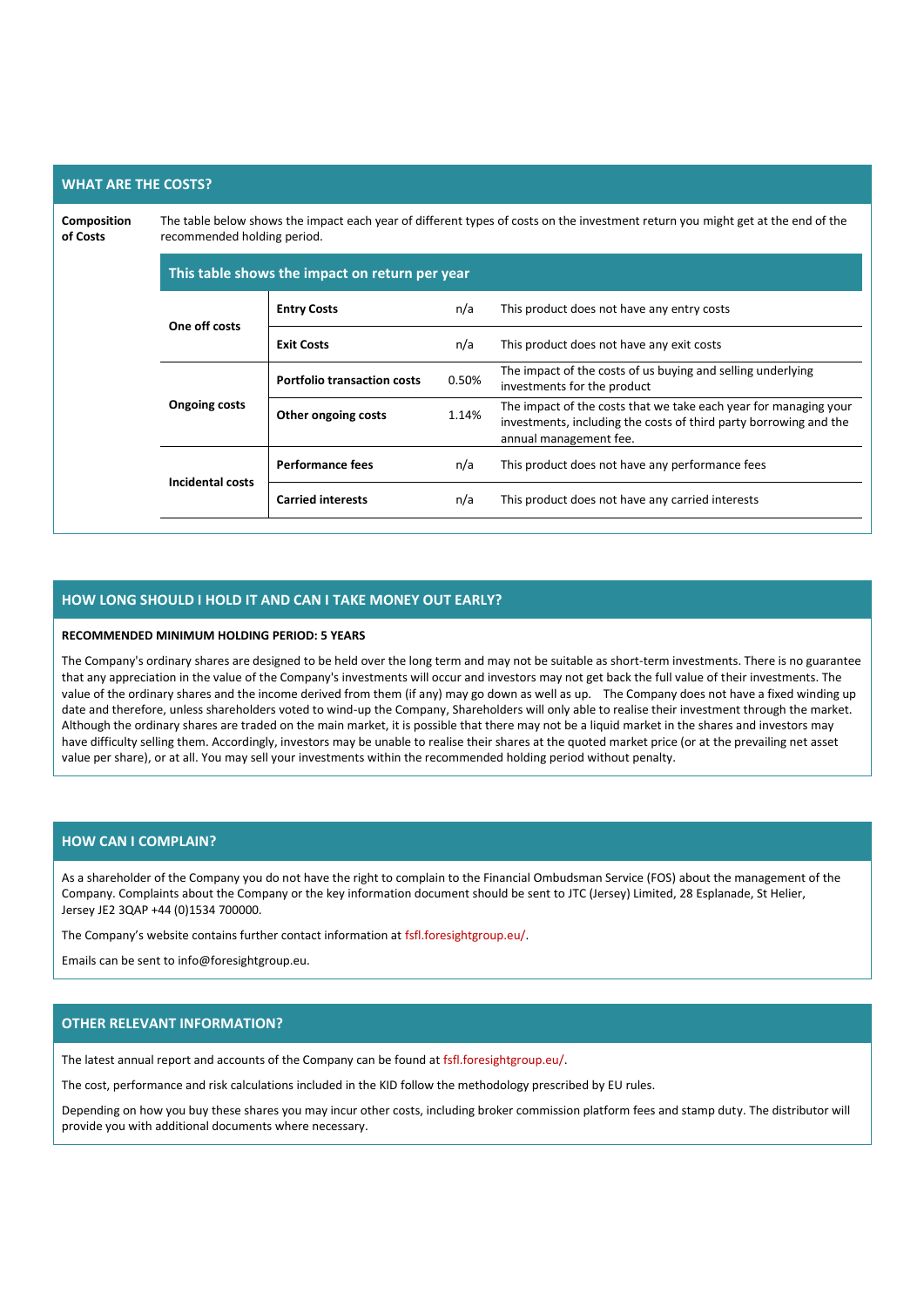## WHAT ARE THE COSTS?

**Composition of Costs**

The table below shows the impact each year of different types of costs on the investment return you might get at the end of the recommended holding period.

| This table shows the impact on return per year | | | |
|---|---|---|---|
| **One off costs** | **Entry Costs** | n/a | This product does not have any entry costs |
| | **Exit Costs** | n/a | This product does not have any exit costs |
| **Ongoing costs** | **Portfolio transaction costs** | 0.50% | The impact of the costs of us buying and selling underlying investments for the product |
| | **Other ongoing costs** | 1.14% | The impact of the costs that we take each year for managing your investments, including the costs of third party borrowing and the annual management fee. |
| **Incidental costs** | **Performance fees** | n/a | This product does not have any performance fees |
| | **Carried interests** | n/a | This product does not have any carried interests |

## HOW LONG SHOULD I HOLD IT AND CAN I TAKE MONEY OUT EARLY?

**RECOMMENDED MINIMUM HOLDING PERIOD: 5 YEARS**

The Company's ordinary shares are designed to be held over the long term and may not be suitable as short-term investments. There is no guarantee that any appreciation in the value of the Company's investments will occur and investors may not get back the full value of their investments. The value of the ordinary shares and the income derived from them (if any) may go down as well as up. The Company does not have a fixed winding up date and therefore, unless shareholders voted to wind-up the Company, Shareholders will only able to realise their investment through the market. Although the ordinary shares are traded on the main market, it is possible that there may not be a liquid market in the shares and investors may have difficulty selling them. Accordingly, investors may be unable to realise their shares at the quoted market price (or at the prevailing net asset value per share), or at all. You may sell your investments within the recommended holding period without penalty.

## HOW CAN I COMPLAIN?

As a shareholder of the Company you do not have the right to complain to the Financial Ombudsman Service (FOS) about the management of the Company. Complaints about the Company or the key information document should be sent to JTC (Jersey) Limited, 28 Esplanade, St Helier, Jersey JE2 3QAP +44 (0)1534 700000.

The Company's website contains further contact information at fsfl.foresightgroup.eu/.

Emails can be sent to info@foresightgroup.eu.

## OTHER RELEVANT INFORMATION?

The latest annual report and accounts of the Company can be found at fsfl.foresightgroup.eu/.

The cost, performance and risk calculations included in the KID follow the methodology prescribed by EU rules.

Depending on how you buy these shares you may incur other costs, including broker commission platform fees and stamp duty. The distributor will provide you with additional documents where necessary.